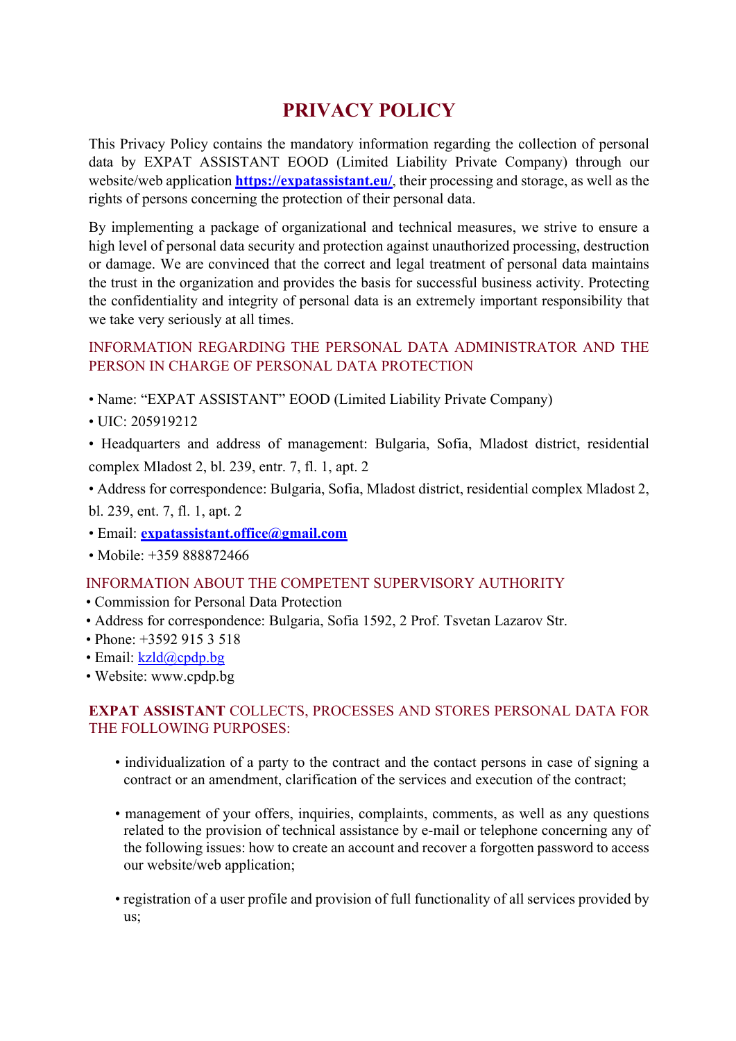# PRIVACY POLICY

This Privacy Policy contains the mandatory information regarding the collection of personal data by EXPAT ASSISTANT EOOD (Limited Liability Private Company) through our website/web application **https://expatassistant.eu/**, their processing and storage, as well as the rights of persons concerning the protection of their personal data.

By implementing a package of organizational and technical measures, we strive to ensure a high level of personal data security and protection against unauthorized processing, destruction or damage. We are convinced that the correct and legal treatment of personal data maintains the trust in the organization and provides the basis for successful business activity. Protecting the confidentiality and integrity of personal data is an extremely important responsibility that we take very seriously at all times.

## INFORMATION REGARDING THE PERSONAL DATA ADMINISTRATOR AND THE PERSON IN CHARGE OF PERSONAL DATA PROTECTION

- Name: "EXPAT ASSISTANT" EOOD (Limited Liability Private Company)
- UIC: 205919212
- Headquarters and address of management: Bulgaria, Sofia, Mladost district, residential complex Mladost 2, bl. 239, entr. 7, fl. 1, apt. 2
- Address for correspondence: Bulgaria, Sofia, Mladost district, residential complex Mladost 2, bl. 239, ent. 7, fl. 1, apt. 2
- Email: **expatassistant.office@gmail.com**
- Mobile: +359 888872466

## INFORMATION ABOUT THE COMPETENT SUPERVISORY AUTHORITY

- Commission for Personal Data Protection
- Address for correspondence: Bulgaria, Sofia 1592, 2 Prof. Tsvetan Lazarov Str.
- Phone: +3592 915 3 518
- Email: kzld@cpdp.bg
- Website: www.cpdp.bg

## **EXPAT ASSISTANT** COLLECTS, PROCESSES AND STORES PERSONAL DATA FOR THE FOLLOWING PURPOSES:

- individualization of a party to the contract and the contact persons in case of signing a contract or an amendment, clarification of the services and execution of the contract;
- management of your offers, inquiries, complaints, comments, as well as any questions related to the provision of technical assistance by e-mail or telephone concerning any of the following issues: how to create an account and recover a forgotten password to access our website/web application;
- registration of a user profile and provision of full functionality of all services provided by us;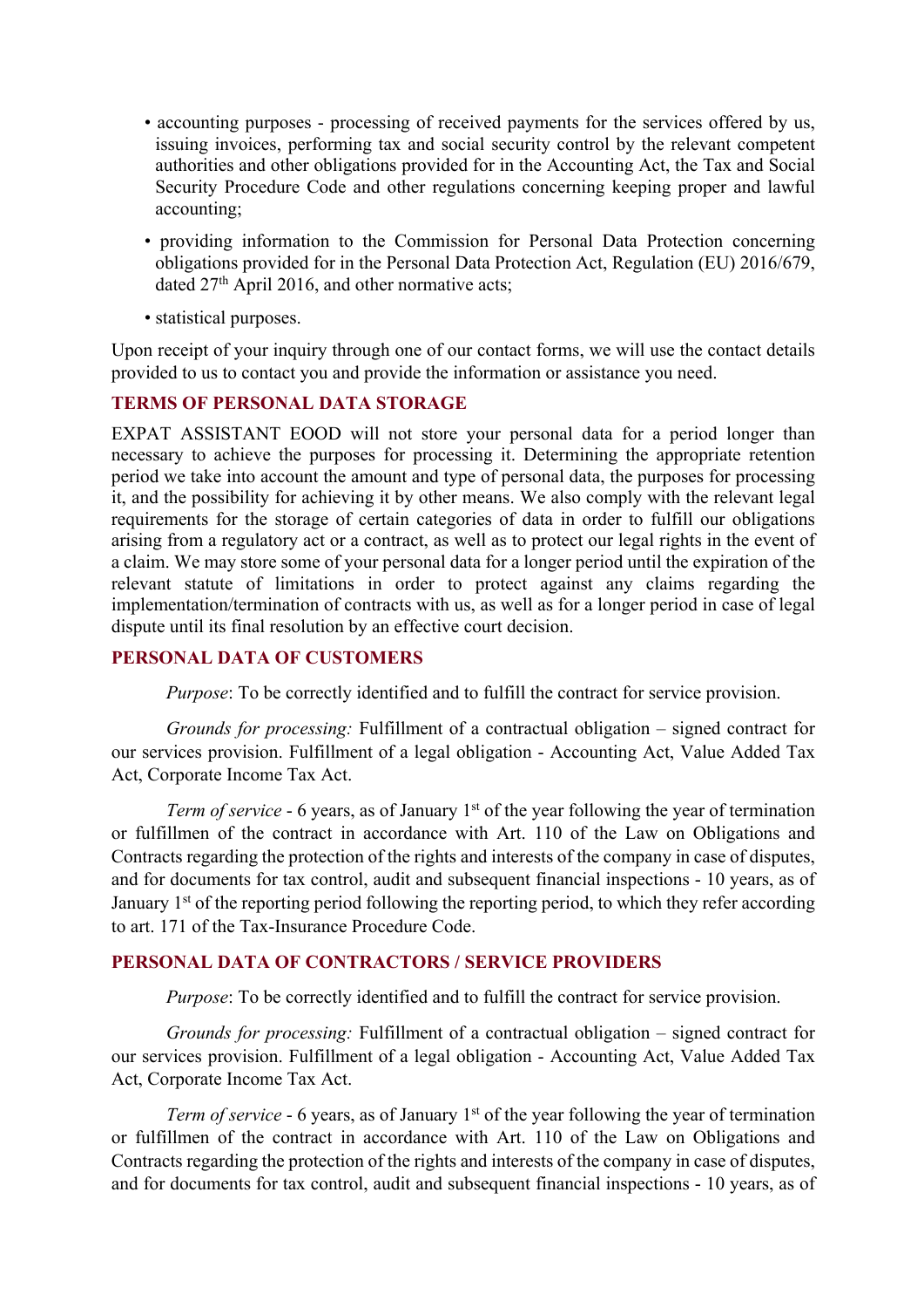- accounting purposes - processing of received payments for the services offered by us, issuing invoices, performing tax and social security control by the relevant competent authorities and other obligations provided for in the Accounting Act, the Tax and Social Security Procedure Code and other regulations concerning keeping proper and lawful accounting;
- providing information to the Commission for Personal Data Protection concerning obligations provided for in the Personal Data Protection Act, Regulation (EU) 2016/679, dated 27th April 2016, and other normative acts;
- statistical purposes.

Upon receipt of your inquiry through one of our contact forms, we will use the contact details provided to us to contact you and provide the information or assistance you need.

## TERMS OF PERSONAL DATA STORAGE

EXPAT ASSISTANT EOOD will not store your personal data for a period longer than necessary to achieve the purposes for processing it. Determining the appropriate retention period we take into account the amount and type of personal data, the purposes for processing it, and the possibility for achieving it by other means. We also comply with the relevant legal requirements for the storage of certain categories of data in order to fulfill our obligations arising from a regulatory act or a contract, as well as to protect our legal rights in the event of a claim. We may store some of your personal data for a longer period until the expiration of the relevant statute of limitations in order to protect against any claims regarding the implementation/termination of contracts with us, as well as for a longer period in case of legal dispute until its final resolution by an effective court decision.

## PERSONAL DATA OF CUSTOMERS

*Purpose*: To be correctly identified and to fulfill the contract for service provision.

*Grounds for processing:* Fulfillment of a contractual obligation – signed contract for our services provision. Fulfillment of a legal obligation - Accounting Act, Value Added Tax Act, Corporate Income Tax Act.

*Term of service* - 6 years, as of January 1st of the year following the year of termination or fulfillmen of the contract in accordance with Art. 110 of the Law on Obligations and Contracts regarding the protection of the rights and interests of the company in case of disputes, and for documents for tax control, audit and subsequent financial inspections - 10 years, as of January 1st of the reporting period following the reporting period, to which they refer according to art. 171 of the Tax-Insurance Procedure Code.

## PERSONAL DATA OF CONTRACTORS / SERVICE PROVIDERS

*Purpose*: To be correctly identified and to fulfill the contract for service provision.

*Grounds for processing:* Fulfillment of a contractual obligation – signed contract for our services provision. Fulfillment of a legal obligation - Accounting Act, Value Added Tax Act, Corporate Income Tax Act.

*Term of service* - 6 years, as of January 1st of the year following the year of termination or fulfillmen of the contract in accordance with Art. 110 of the Law on Obligations and Contracts regarding the protection of the rights and interests of the company in case of disputes, and for documents for tax control, audit and subsequent financial inspections - 10 years, as of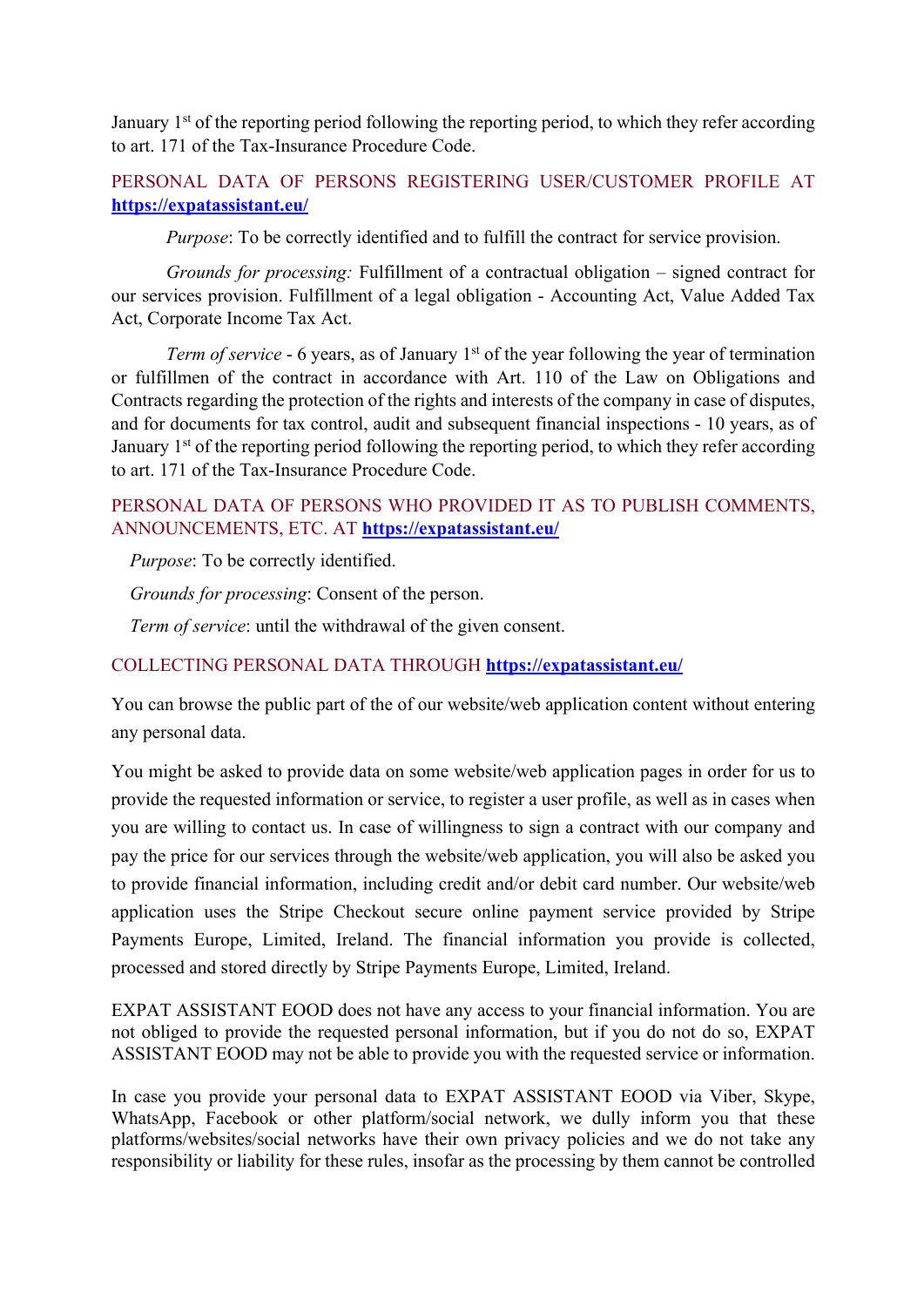January 1st of the reporting period following the reporting period, to which they refer according to art. 171 of the Tax-Insurance Procedure Code.

## PERSONAL DATA OF PERSONS REGISTERING USER/CUSTOMER PROFILE AT [https://expatassistant.eu/](https://expatassistant.eu/)

*Purpose*: To be correctly identified and to fulfill the contract for service provision.

*Grounds for processing:* Fulfillment of a contractual obligation – signed contract for our services provision. Fulfillment of a legal obligation - Accounting Act, Value Added Tax Act, Corporate Income Tax Act.

*Term of service* - 6 years, as of January 1st of the year following the year of termination or fulfillmen of the contract in accordance with Art. 110 of the Law on Obligations and Contracts regarding the protection of the rights and interests of the company in case of disputes, and for documents for tax control, audit and subsequent financial inspections - 10 years, as of January 1st of the reporting period following the reporting period, to which they refer according to art. 171 of the Tax-Insurance Procedure Code.

## PERSONAL DATA OF PERSONS WHO PROVIDED IT AS TO PUBLISH COMMENTS, ANNOUNCEMENTS, ETC. AT [https://expatassistant.eu/](https://expatassistant.eu/)

*Purpose*: To be correctly identified.

*Grounds for processing*: Consent of the person.

*Term of service*: until the withdrawal of the given consent.

## COLLECTING PERSONAL DATA THROUGH [https://expatassistant.eu/](https://expatassistant.eu/)

You can browse the public part of the of our website/web application content without entering any personal data.

You might be asked to provide data on some website/web application pages in order for us to provide the requested information or service, to register a user profile, as well as in cases when you are willing to contact us. In case of willingness to sign a contract with our company and pay the price for our services through the website/web application, you will also be asked you to provide financial information, including credit and/or debit card number. Our website/web application uses the Stripe Checkout secure online payment service provided by Stripe Payments Europe, Limited, Ireland. The financial information you provide is collected, processed and stored directly by Stripe Payments Europe, Limited, Ireland.

EXPAT ASSISTANT EOOD does not have any access to your financial information. You are not obliged to provide the requested personal information, but if you do not do so, EXPAT ASSISTANT EOOD may not be able to provide you with the requested service or information.

In case you provide your personal data to EXPAT ASSISTANT EOOD via Viber, Skype, WhatsApp, Facebook or other platform/social network, we dully inform you that these platforms/websites/social networks have their own privacy policies and we do not take any responsibility or liability for these rules, insofar as the processing by them cannot be controlled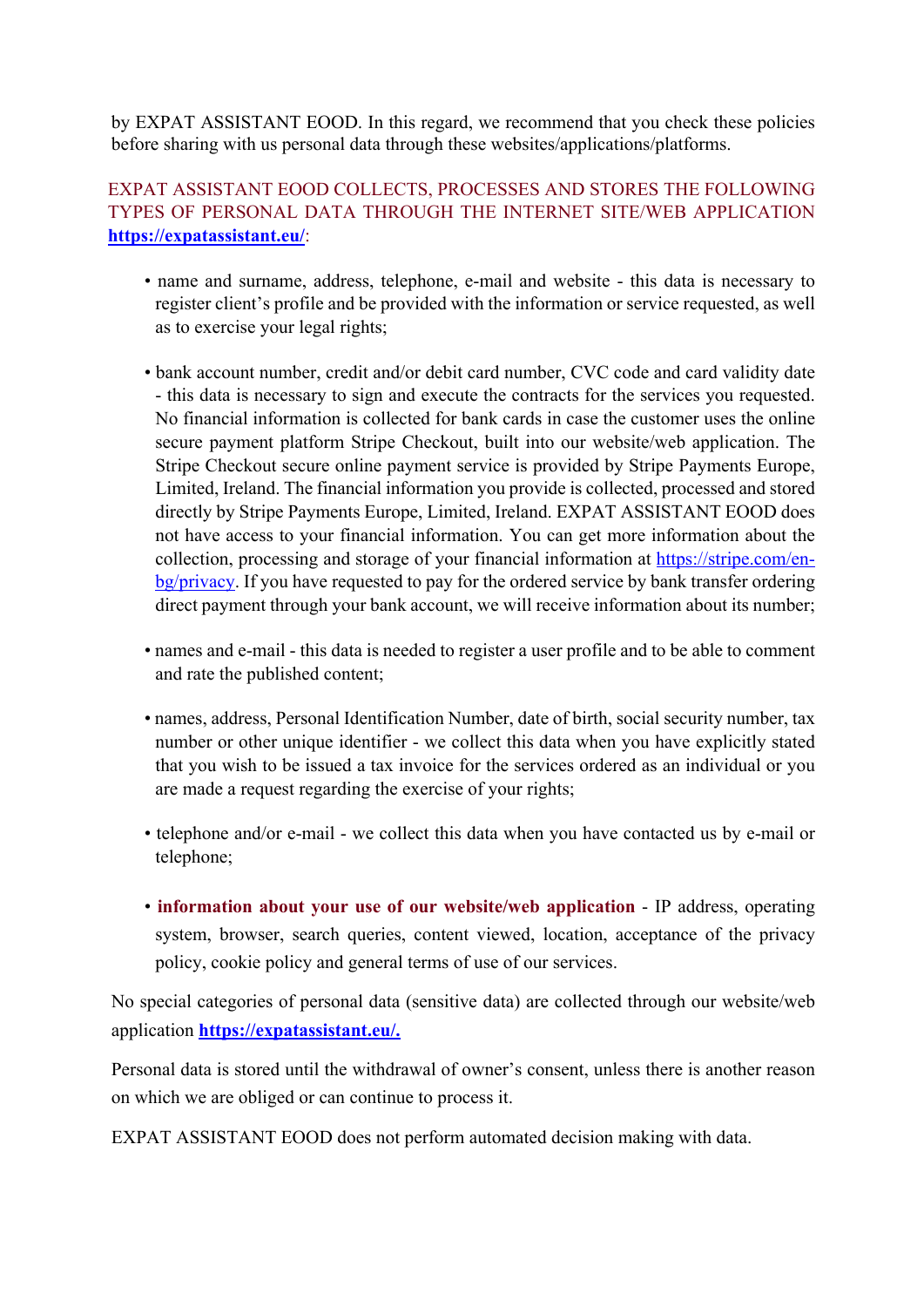by EXPAT ASSISTANT EOOD. In this regard, we recommend that you check these policies before sharing with us personal data through these websites/applications/platforms.

EXPAT ASSISTANT EOOD COLLECTS, PROCESSES AND STORES THE FOLLOWING TYPES OF PERSONAL DATA THROUGH THE INTERNET SITE/WEB APPLICATION **https://expatassistant.eu/**:

- name and surname, address, telephone, e-mail and website - this data is necessary to register client's profile and be provided with the information or service requested, as well as to exercise your legal rights;

- bank account number, credit and/or debit card number, CVC code and card validity date - this data is necessary to sign and execute the contracts for the services you requested. No financial information is collected for bank cards in case the customer uses the online secure payment platform Stripe Checkout, built into our website/web application. The Stripe Checkout secure online payment service is provided by Stripe Payments Europe, Limited, Ireland. The financial information you provide is collected, processed and stored directly by Stripe Payments Europe, Limited, Ireland. EXPAT ASSISTANT EOOD does not have access to your financial information. You can get more information about the collection, processing and storage of your financial information at https://stripe.com/en-bg/privacy. If you have requested to pay for the ordered service by bank transfer ordering direct payment through your bank account, we will receive information about its number;

- names and e-mail - this data is needed to register a user profile and to be able to comment and rate the published content;

- names, address, Personal Identification Number, date of birth, social security number, tax number or other unique identifier - we collect this data when you have explicitly stated that you wish to be issued a tax invoice for the services ordered as an individual or you are made a request regarding the exercise of your rights;

- telephone and/or e-mail - we collect this data when you have contacted us by e-mail or telephone;

- **information about your use of our website/web application** - IP address, operating system, browser, search queries, content viewed, location, acceptance of the privacy policy, cookie policy and general terms of use of our services.

No special categories of personal data (sensitive data) are collected through our website/web application **https://expatassistant.eu/.**

Personal data is stored until the withdrawal of owner's consent, unless there is another reason on which we are obliged or can continue to process it.

EXPAT ASSISTANT EOOD does not perform automated decision making with data.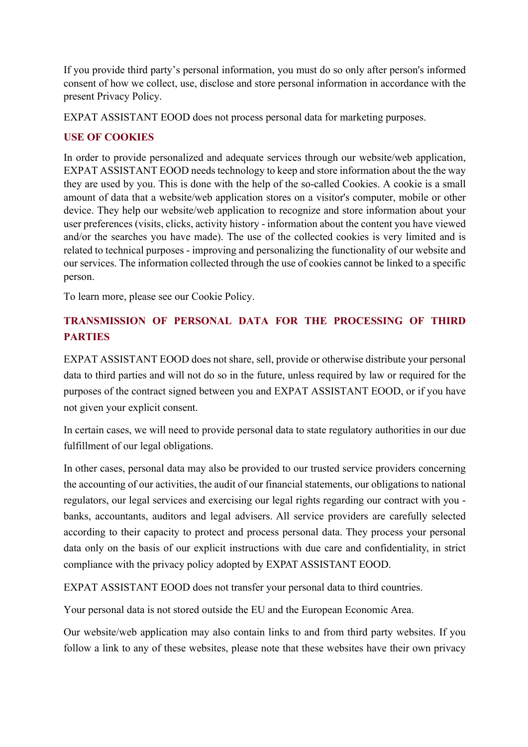If you provide third party's personal information, you must do so only after person's informed consent of how we collect, use, disclose and store personal information in accordance with the present Privacy Policy.

EXPAT ASSISTANT EOOD does not process personal data for marketing purposes.

## USE OF COOKIES

In order to provide personalized and adequate services through our website/web application, EXPAT ASSISTANT EOOD needs technology to keep and store information about the the way they are used by you. This is done with the help of the so-called Cookies. A cookie is a small amount of data that a website/web application stores on a visitor's computer, mobile or other device. They help our website/web application to recognize and store information about your user preferences (visits, clicks, activity history - information about the content you have viewed and/or the searches you have made). The use of the collected cookies is very limited and is related to technical purposes - improving and personalizing the functionality of our website and our services. The information collected through the use of cookies cannot be linked to a specific person.

To learn more, please see our Cookie Policy.

## TRANSMISSION OF PERSONAL DATA FOR THE PROCESSING OF THIRD PARTIES

EXPAT ASSISTANT EOOD does not share, sell, provide or otherwise distribute your personal data to third parties and will not do so in the future, unless required by law or required for the purposes of the contract signed between you and EXPAT ASSISTANT EOOD, or if you have not given your explicit consent.

In certain cases, we will need to provide personal data to state regulatory authorities in our due fulfillment of our legal obligations.

In other cases, personal data may also be provided to our trusted service providers concerning the accounting of our activities, the audit of our financial statements, our obligations to national regulators, our legal services and exercising our legal rights regarding our contract with you - banks, accountants, auditors and legal advisers. All service providers are carefully selected according to their capacity to protect and process personal data. They process your personal data only on the basis of our explicit instructions with due care and confidentiality, in strict compliance with the privacy policy adopted by EXPAT ASSISTANT EOOD.

EXPAT ASSISTANT EOOD does not transfer your personal data to third countries.

Your personal data is not stored outside the EU and the European Economic Area.

Our website/web application may also contain links to and from third party websites. If you follow a link to any of these websites, please note that these websites have their own privacy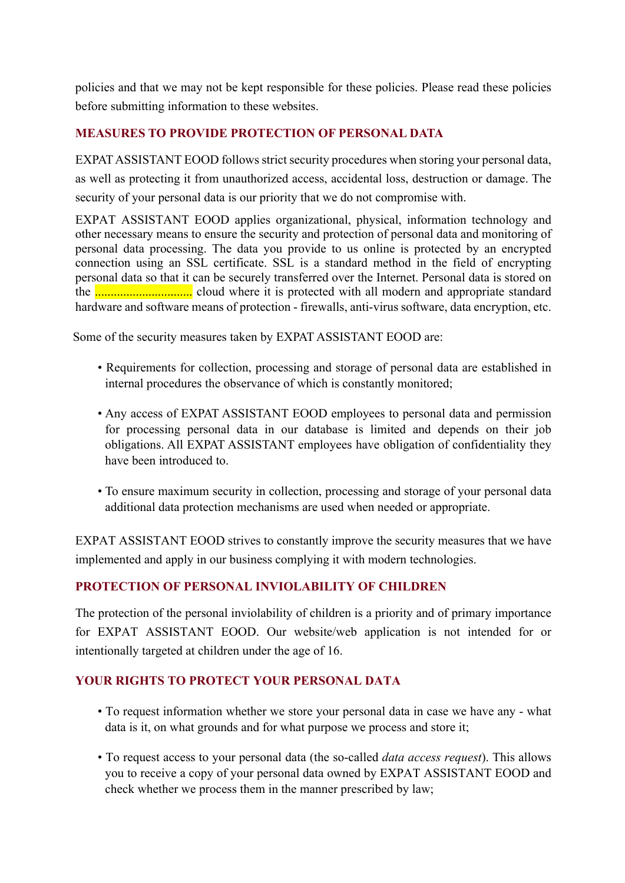policies and that we may not be kept responsible for these policies. Please read these policies before submitting information to these websites.

## MEASURES TO PROVIDE PROTECTION OF PERSONAL DATA

EXPAT ASSISTANT EOOD follows strict security procedures when storing your personal data, as well as protecting it from unauthorized access, accidental loss, destruction or damage. The security of your personal data is our priority that we do not compromise with.

EXPAT ASSISTANT EOOD applies organizational, physical, information technology and other necessary means to ensure the security and protection of personal data and monitoring of personal data processing. The data you provide to us online is protected by an encrypted connection using an SSL certificate. SSL is a standard method in the field of encrypting personal data so that it can be securely transferred over the Internet. Personal data is stored on the ............................... cloud where it is protected with all modern and appropriate standard hardware and software means of protection - firewalls, anti-virus software, data encryption, etc.

Some of the security measures taken by EXPAT ASSISTANT EOOD are:

- Requirements for collection, processing and storage of personal data are established in internal procedures the observance of which is constantly monitored;
- Any access of EXPAT ASSISTANT EOOD employees to personal data and permission for processing personal data in our database is limited and depends on their job obligations. All EXPAT ASSISTANT employees have obligation of confidentiality they have been introduced to.
- To ensure maximum security in collection, processing and storage of your personal data additional data protection mechanisms are used when needed or appropriate.

EXPAT ASSISTANT EOOD strives to constantly improve the security measures that we have implemented and apply in our business complying it with modern technologies.

## PROTECTION OF PERSONAL INVIOLABILITY OF CHILDREN

The protection of the personal inviolability of children is a priority and of primary importance for EXPAT ASSISTANT EOOD. Our website/web application is not intended for or intentionally targeted at children under the age of 16.

## YOUR RIGHTS TO PROTECT YOUR PERSONAL DATA

- To request information whether we store your personal data in case we have any - what data is it, on what grounds and for what purpose we process and store it;
- To request access to your personal data (the so-called *data access request*). This allows you to receive a copy of your personal data owned by EXPAT ASSISTANT EOOD and check whether we process them in the manner prescribed by law;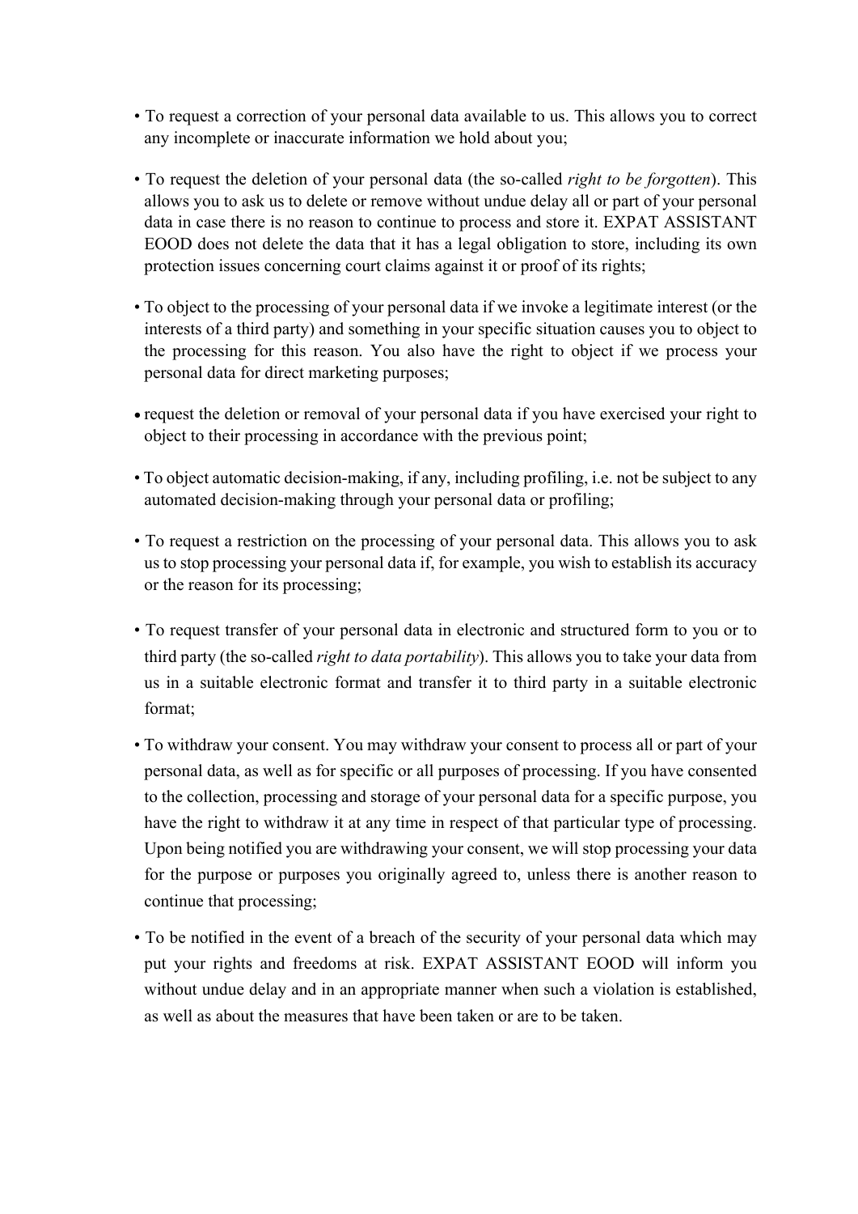- To request a correction of your personal data available to us. This allows you to correct any incomplete or inaccurate information we hold about you;
- To request the deletion of your personal data (the so-called *right to be forgotten*). This allows you to ask us to delete or remove without undue delay all or part of your personal data in case there is no reason to continue to process and store it. EXPAT ASSISTANT EOOD does not delete the data that it has a legal obligation to store, including its own protection issues concerning court claims against it or proof of its rights;
- To object to the processing of your personal data if we invoke a legitimate interest (or the interests of a third party) and something in your specific situation causes you to object to the processing for this reason. You also have the right to object if we process your personal data for direct marketing purposes;
- request the deletion or removal of your personal data if you have exercised your right to object to their processing in accordance with the previous point;
- To object automatic decision-making, if any, including profiling, i.e. not be subject to any automated decision-making through your personal data or profiling;
- To request a restriction on the processing of your personal data. This allows you to ask us to stop processing your personal data if, for example, you wish to establish its accuracy or the reason for its processing;
- To request transfer of your personal data in electronic and structured form to you or to third party (the so-called *right to data portability*). This allows you to take your data from us in a suitable electronic format and transfer it to third party in a suitable electronic format;
- To withdraw your consent. You may withdraw your consent to process all or part of your personal data, as well as for specific or all purposes of processing. If you have consented to the collection, processing and storage of your personal data for a specific purpose, you have the right to withdraw it at any time in respect of that particular type of processing. Upon being notified you are withdrawing your consent, we will stop processing your data for the purpose or purposes you originally agreed to, unless there is another reason to continue that processing;
- To be notified in the event of a breach of the security of your personal data which may put your rights and freedoms at risk. EXPAT ASSISTANT EOOD will inform you without undue delay and in an appropriate manner when such a violation is established, as well as about the measures that have been taken or are to be taken.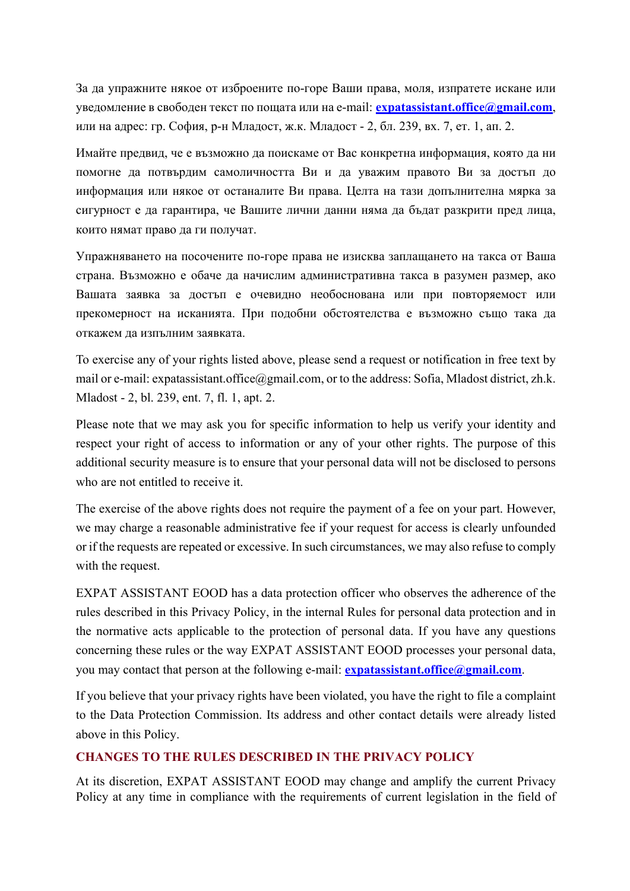За да упражните някое от изброените по-горе Ваши права, моля, изпратете искане или уведомление в свободен текст по пощата или на e-mail: **expatassistant.office@gmail.com**, или на адрес: гр. София, р-н Младост, ж.к. Младост - 2, бл. 239, вх. 7, ет. 1, ап. 2.

Имайте предвид, че е възможно да поискаме от Вас конкретна информация, която да ни помогне да потвърдим самоличността Ви и да уважим правото Ви за достъп до информация или някое от останалите Ви права. Целта на тази допълнителна мярка за сигурност е да гарантира, че Вашите лични данни няма да бъдат разкрити пред лица, които нямат право да ги получат.

Упражняването на посочените по-горе права не изисква заплащането на такса от Ваша страна. Възможно е обаче да начислим административна такса в разумен размер, ако Вашата заявка за достъп е очевидно необоснована или при повторяемост или прекомерност на исканията. При подобни обстоятелства е възможно също така да откажем да изпълним заявката.

To exercise any of your rights listed above, please send a request or notification in free text by mail or e-mail: expatassistant.office@gmail.com, or to the address: Sofia, Mladost district, zh.k. Mladost - 2, bl. 239, ent. 7, fl. 1, apt. 2.

Please note that we may ask you for specific information to help us verify your identity and respect your right of access to information or any of your other rights. The purpose of this additional security measure is to ensure that your personal data will not be disclosed to persons who are not entitled to receive it.

The exercise of the above rights does not require the payment of a fee on your part. However, we may charge a reasonable administrative fee if your request for access is clearly unfounded or if the requests are repeated or excessive. In such circumstances, we may also refuse to comply with the request.

EXPAT ASSISTANT EOOD has a data protection officer who observes the adherence of the rules described in this Privacy Policy, in the internal Rules for personal data protection and in the normative acts applicable to the protection of personal data. If you have any questions concerning these rules or the way EXPAT ASSISTANT EOOD processes your personal data, you may contact that person at the following e-mail: **expatassistant.office@gmail.com**.

If you believe that your privacy rights have been violated, you have the right to file a complaint to the Data Protection Commission. Its address and other contact details were already listed above in this Policy.

## CHANGES TO THE RULES DESCRIBED IN THE PRIVACY POLICY

At its discretion, EXPAT ASSISTANT EOOD may change and amplify the current Privacy Policy at any time in compliance with the requirements of current legislation in the field of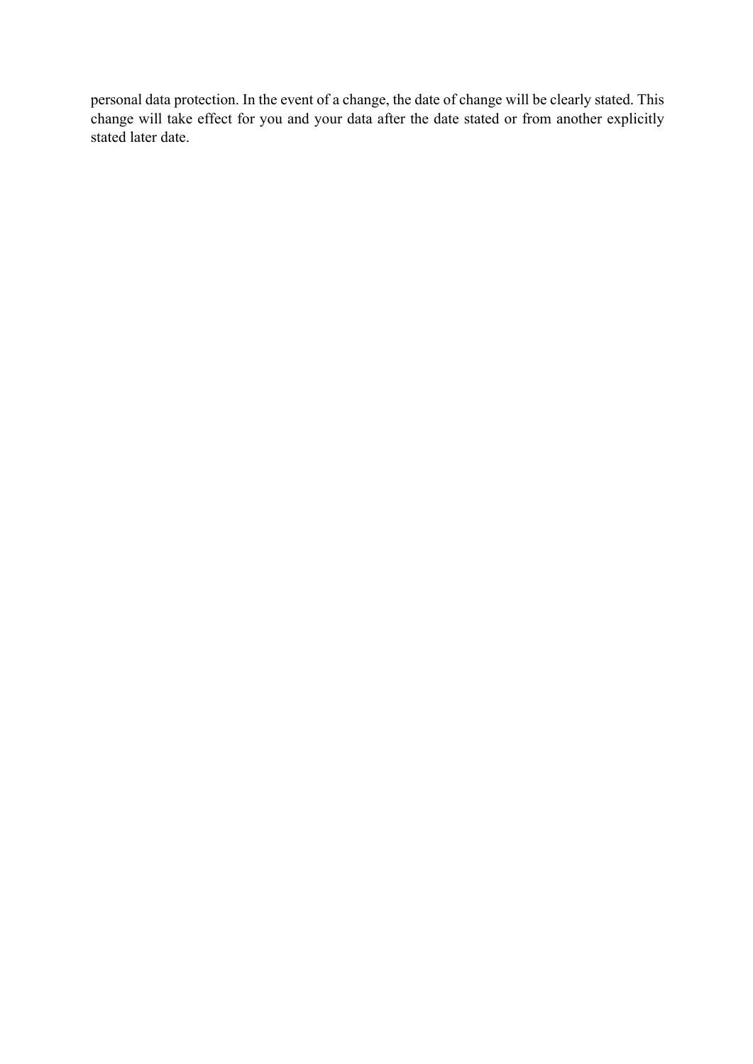personal data protection. In the event of a change, the date of change will be clearly stated. This change will take effect for you and your data after the date stated or from another explicitly stated later date.